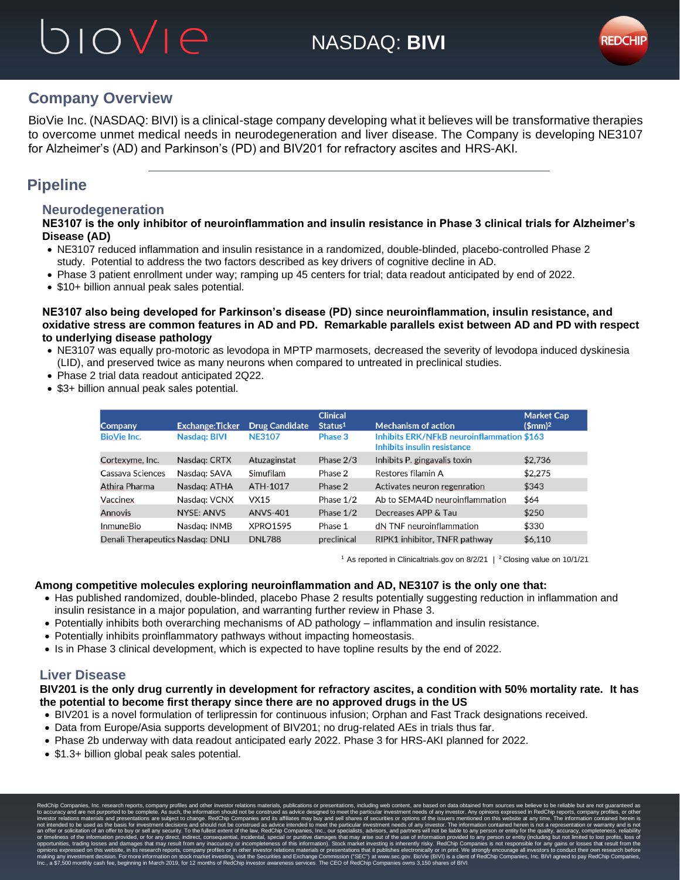biovie

NASDAQ: **BIVI**

## Company Overview

BioVie Inc. (NASDAQ: BIVI) is a clinical-stage company developing what it believes will be transformative therapies to overcome unmet medical needs in neurodegeneration and liver disease. The Company is developing NE3107 for Alzheimer's (AD) and Parkinson's (PD) and BIV201 for refractory ascites and HRS-AKI.

## Pipeline

### Neurodegeneration

**NE3107 is the only inhibitor of neuroinflammation and insulin resistance in Phase 3 clinical trials for Alzheimer's Disease (AD)**

- NE3107 reduced inflammation and insulin resistance in a randomized, double-blinded, placebo-controlled Phase 2 study. Potential to address the two factors described as key drivers of cognitive decline in AD.
- Phase 3 patient enrollment under way; ramping up 45 centers for trial; data readout anticipated by end of 2022.
- $10+ billion annual peak sales potential.

**NE3107 also being developed for Parkinson's disease (PD) since neuroinflammation, insulin resistance, and oxidative stress are common features in AD and PD. Remarkable parallels exist between AD and PD with respect to underlying disease pathology**

- NE3107 was equally pro-motoric as levodopa in MPTP marmosets, decreased the severity of levodopa induced dyskinesia (LID), and preserved twice as many neurons when compared to untreated in preclinical studies.
- Phase 2 trial data readout anticipated 2Q22.
- $3+ billion annual peak sales potential.

| Company | Exchange:Ticker | Drug Candidate | Clinical Status[1] | Mechanism of action | Market Cap ($mm)[2] |
|---|---|---|---|---|---|
| BioVie Inc. | Nasdaq: BIVI | NE3107 | Phase 3 | Inhibits ERK/NFkB neuroinflammation Inhibits insulin resistance | $163 |
| Cortexyme, Inc. | Nasdaq: CRTX | Atuzaginstat | Phase 2/3 | Inhibits P. gingavalis toxin | $2,736 |
| Cassava Sciences | Nasdaq: SAVA | Simufilam | Phase 2 | Restores filamin A | $2,275 |
| Athira Pharma | Nasdaq: ATHA | ATH-1017 | Phase 2 | Activates neuron regenration | $343 |
| Vaccinex | Nasdaq: VCNX | VX15 | Phase 1/2 | Ab to SEMA4D neuroinflammation | $64 |
| Annovis | NYSE: ANVS | ANVS-401 | Phase 1/2 | Decreases APP & Tau | $250 |
| InmuneBio | Nasdaq: INMB | XPRO1595 | Phase 1 | dN TNF neuroinflammation | $330 |
| Denali Therapeutics | Nasdaq: DNLI | DNL788 | preclinical | RIPK1 inhibitor, TNFR pathway | $6,110 |

[1] As reported in Clinicaltrials.gov on 8/2/21 | [2] Closing value on 10/1/21

**Among competitive molecules exploring neuroinflammation and AD, NE3107 is the only one that:**

- Has published randomized, double-blinded, placebo Phase 2 results potentially suggesting reduction in inflammation and insulin resistance in a major population, and warranting further review in Phase 3.
- Potentially inhibits both overarching mechanisms of AD pathology – inflammation and insulin resistance.
- Potentially inhibits proinflammatory pathways without impacting homeostasis.
- Is in Phase 3 clinical development, which is expected to have topline results by the end of 2022.

### Liver Disease

**BIV201 is the only drug currently in development for refractory ascites, a condition with 50% mortality rate. It has the potential to become first therapy since there are no approved drugs in the US**

- BIV201 is a novel formulation of terlipressin for continuous infusion; Orphan and Fast Track designations received.
- Data from Europe/Asia supports development of BIV201; no drug-related AEs in trials thus far.
- Phase 2b underway with data readout anticipated early 2022. Phase 3 for HRS-AKI planned for 2022.
- $1.3+ billion global peak sales potential.

RedChip Companies, Inc. research reports, company profiles and other investor relations materials, publications or presentations, including web content, are based on data obtained from sources we believe to be reliable but are not guaranteed as to accuracy and are not purported to be complete. As such, the information should not be construed as advice designed to meet the particular investment needs of any investor. Any opinions expressed in RedChip reports, company profiles, or other investor relations materials and presentations are subject to change. RedChip Companies and its affiliates may buy and sell shares of securities or options of the issuers mentioned on this website at any time. The information contained herein is not intended to be used as the basis for investment decisions and should not be construed as advice intended to meet the particular investment needs of any investor. The information contained herein is not a representation or warranty and is not an offer or solicitation of an offer to buy or sell any security. To the fullest extent of the law, RedChip Companies, Inc., our specialists, advisors, and partners will not be liable to any person or entity for the quality, accuracy, completeness, reliability or timeliness of the information provided, or for any direct, indirect, consequential, incidental, special or punitive damages that may arise out of the use of information provided to any person or entity (including but not limited to lost profits, loss of opportunities, trading losses and damages that may result from any inaccuracy or incompleteness of this information). Stock market investing is inherently risky. RedChip Companies is not responsible for any gains or losses that result from the opinions expressed on this website, in its research reports, company profiles or in other investor relations materials or presentations that it publishes electronically or in print. We strongly encourage all investors to conduct their own research before making any investment decision. For more information on stock market investing, visit the Securities and Exchange Commission ("SEC") at www.sec.gov. BioVie (BIVI) is a client of RedChip Companies, Inc. BIVI agreed to pay RedChip Companies, Inc., a $7,500 monthly cash fee, beginning in March 2019, for 12 months of RedChip investor awareness services. The CEO of RedChip Companies owns 3,150 shares of BIVI.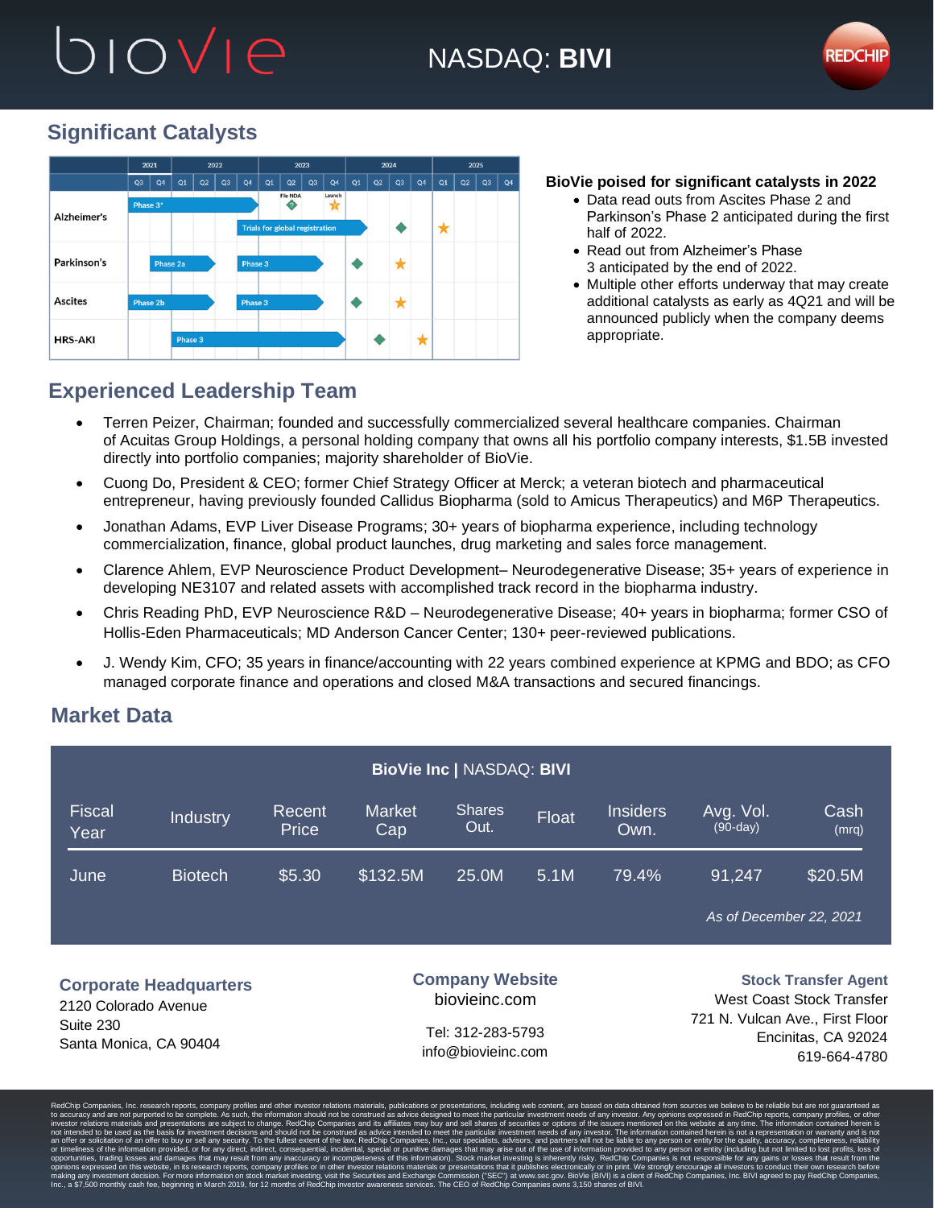# biovie

NASDAQ: **BIVI**

REDCHIP

## Significant Catalysts

2021 2022 2023 2024 2025

Q3 Q4 Q1 Q2 Q3 Q4 Q1 Q2 Q3 Q4 Q1 Q2 Q3 Q4 Q1 Q2 Q3 Q4

Alzheimer's: Phase 3* — File NDA — Launch — Trials for global registration

Parkinson's: Phase 2a — Phase 3

Ascites: Phase 2b — Phase 3

HRS-AKI: Phase 3

**BioVie poised for significant catalysts in 2022**

- Data read outs from Ascites Phase 2 and Parkinson's Phase 2 anticipated during the first half of 2022.
- Read out from Alzheimer's Phase 3 anticipated by the end of 2022.
- Multiple other efforts underway that may create additional catalysts as early as 4Q21 and will be announced publicly when the company deems appropriate.

## Experienced Leadership Team

- Terren Peizer, Chairman; founded and successfully commercialized several healthcare companies. Chairman of Acuitas Group Holdings, a personal holding company that owns all his portfolio company interests, $1.5B invested directly into portfolio companies; majority shareholder of BioVie.
- Cuong Do, President & CEO; former Chief Strategy Officer at Merck; a veteran biotech and pharmaceutical entrepreneur, having previously founded Callidus Biopharma (sold to Amicus Therapeutics) and M6P Therapeutics.
- Jonathan Adams, EVP Liver Disease Programs; 30+ years of biopharma experience, including technology commercialization, finance, global product launches, drug marketing and sales force management.
- Clarence Ahlem, EVP Neuroscience Product Development– Neurodegenerative Disease; 35+ years of experience in developing NE3107 and related assets with accomplished track record in the biopharma industry.
- Chris Reading PhD, EVP Neuroscience R&D – Neurodegenerative Disease; 40+ years in biopharma; former CSO of Hollis-Eden Pharmaceuticals; MD Anderson Cancer Center; 130+ peer-reviewed publications.
- J. Wendy Kim, CFO; 35 years in finance/accounting with 22 years combined experience at KPMG and BDO; as CFO managed corporate finance and operations and closed M&A transactions and secured financings.

## Market Data

**BioVie Inc | NASDAQ: BIVI**

| Fiscal Year | Industry | Recent Price | Market Cap | Shares Out. | Float | Insiders Own. | Avg. Vol. (90-day) | Cash (mrq) |
|---|---|---|---|---|---|---|---|---|
| June | Biotech | $5.30 | $132.5M | 25.0M | 5.1M | 79.4% | 91,247 | $20.5M |

*As of December 22, 2021*

**Corporate Headquarters**
2120 Colorado Avenue
Suite 230
Santa Monica, CA 90404

**Company Website**
biovieinc.com

Tel: 312-283-5793
info@biovieinc.com

**Stock Transfer Agent**
West Coast Stock Transfer
721 N. Vulcan Ave., First Floor
Encinitas, CA 92024
619-664-4780

RedChip Companies, Inc. research reports, company profiles and other investor relations materials, publications or presentations, including web content, are based on data obtained from sources we believe to be reliable but are not guaranteed as to accuracy and are not purported to be complete. As such, the information should not be construed as advice designed to meet the particular investment needs of any investor. Any opinions expressed in RedChip reports, company profiles, or other investor relations materials and presentations are subject to change. RedChip Companies and its affiliates may buy and sell shares of securities or options of the issuers mentioned on this website at any time. The information contained herein is not intended to be used as the basis for investment decisions and should not be construed as advice intended to meet the particular investment needs of any investor. The information contained herein is not a representation or warranty and is not an offer or solicitation of an offer to buy or sell any security. To the fullest extent of the law, RedChip Companies, Inc., our specialists, advisors, and partners will not be liable to any person or entity for the quality, accuracy, completeness, reliability or timeliness of the information provided, or for any direct, indirect, consequential, incidental, special or punitive damages that may arise out of the use of information provided to any person or entity (including but not limited to lost profits, loss of opportunities, trading losses and damages that may result from any inaccuracy or incompleteness of this information). Stock market investing is inherently risky. RedChip Companies is not responsible for any gains or losses that result from the opinions expressed on this website, in its research reports, company profiles or in other investor relations materials or presentations that it publishes electronically or in print. We strongly encourage all investors to conduct their own research before making any investment decision. For more information on stock market investing, visit the Securities and Exchange Commission ("SEC") at www.sec.gov. BioVie (BIVI) is a client of RedChip Companies, Inc. BIVI agreed to pay RedChip Companies, Inc., a $7,500 monthly cash fee, beginning in March 2019, for 12 months of RedChip investor awareness services. The CEO of RedChip Companies owns 3,150 shares of BIVI.